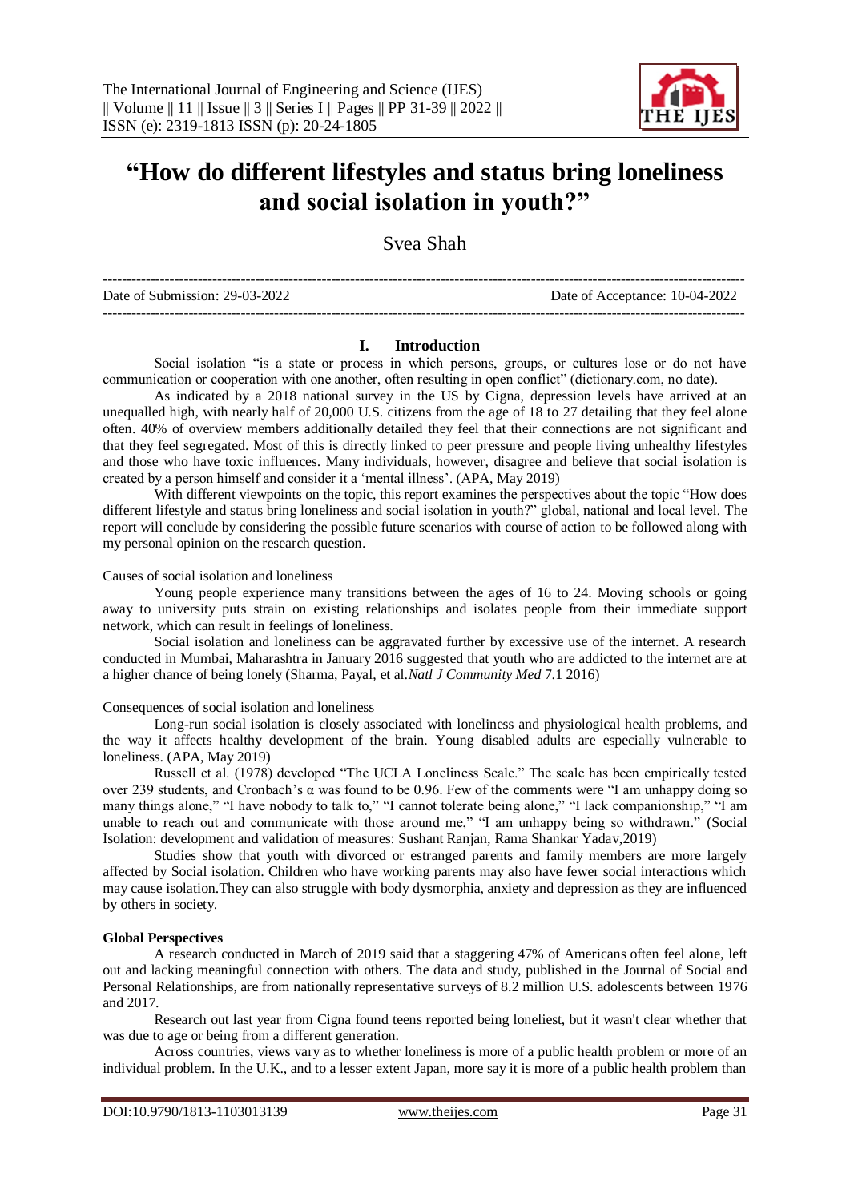# "How do different lifestyles and status bring loneliness and social isolation in youth?"

Svea Shah

Date of Submission: 29-03-2022 Date of Acceptance: 10-04-2022

## I. Introduction

Social isolation "is a state or process in which persons, groups, or cultures lose or do not have communication or cooperation with one another, often resulting in open conflict" (dictionary.com, no date).

As indicated by a 2018 national survey in the US by Cigna, depression levels have arrived at an unequalled high, with nearly half of 20,000 U.S. citizens from the age of 18 to 27 detailing that they feel alone often. 40% of overview members additionally detailed they feel that their connections are not significant and that they feel segregated. Most of this is directly linked to peer pressure and people living unhealthy lifestyles and those who have toxic influences. Many individuals, however, disagree and believe that social isolation is created by a person himself and consider it a 'mental illness'. (APA, May 2019)

With different viewpoints on the topic, this report examines the perspectives about the topic "How does different lifestyle and status bring loneliness and social isolation in youth?" global, national and local level. The report will conclude by considering the possible future scenarios with course of action to be followed along with my personal opinion on the research question.

Causes of social isolation and loneliness

Young people experience many transitions between the ages of 16 to 24. Moving schools or going away to university puts strain on existing relationships and isolates people from their immediate support network, which can result in feelings of loneliness.

Social isolation and loneliness can be aggravated further by excessive use of the internet. A research conducted in Mumbai, Maharashtra in January 2016 suggested that youth who are addicted to the internet are at a higher chance of being lonely (Sharma, Payal, et al.*Natl J Community Med* 7.1 2016)

Consequences of social isolation and loneliness

Long-run social isolation is closely associated with loneliness and physiological health problems, and the way it affects healthy development of the brain. Young disabled adults are especially vulnerable to loneliness. (APA, May 2019)

Russell et al. (1978) developed "The UCLA Loneliness Scale." The scale has been empirically tested over 239 students, and Cronbach's α was found to be 0.96. Few of the comments were "I am unhappy doing so many things alone," "I have nobody to talk to," "I cannot tolerate being alone," "I lack companionship," "I am unable to reach out and communicate with those around me," "I am unhappy being so withdrawn." (Social Isolation: development and validation of measures: Sushant Ranjan, Rama Shankar Yadav,2019)

Studies show that youth with divorced or estranged parents and family members are more largely affected by Social isolation. Children who have working parents may also have fewer social interactions which may cause isolation.They can also struggle with body dysmorphia, anxiety and depression as they are influenced by others in society.

**Global Perspectives**

A research conducted in March of 2019 said that a staggering 47% of Americans often feel alone, left out and lacking meaningful connection with others. The data and study, published in the Journal of Social and Personal Relationships, are from nationally representative surveys of 8.2 million U.S. adolescents between 1976 and 2017.

Research out last year from Cigna found teens reported being loneliest, but it wasn't clear whether that was due to age or being from a different generation.

Across countries, views vary as to whether loneliness is more of a public health problem or more of an individual problem. In the U.K., and to a lesser extent Japan, more say it is more of a public health problem than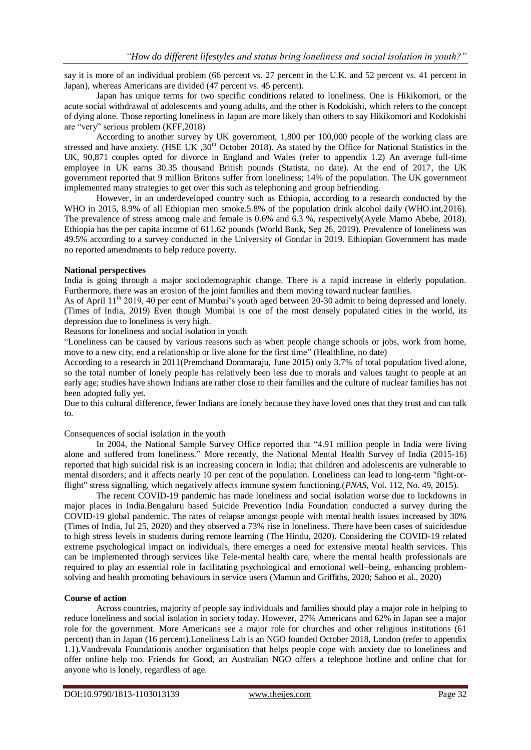say it is more of an individual problem (66 percent vs. 27 percent in the U.K. and 52 percent vs. 41 percent in Japan), whereas Americans are divided (47 percent vs. 45 percent).

Japan has unique terms for two specific conditions related to loneliness. One is Hikikomori, or the acute social withdrawal of adolescents and young adults, and the other is Kodokishi, which refers to the concept of dying alone. Those reporting loneliness in Japan are more likely than others to say Hikikomori and Kodokishi are "very" serious problem (KFF,2018)

According to another survey by UK government, 1,800 per 100,000 people of the working class are stressed and have anxiety. (HSE UK ,30th October 2018). As stated by the Office for National Statistics in the UK, 90,871 couples opted for divorce in England and Wales (refer to appendix 1.2) An average full-time employee in UK earns 30.35 thousand British pounds (Statista, no date). At the end of 2017, the UK government reported that 9 million Britons suffer from loneliness; 14% of the population. The UK government implemented many strategies to get over this such as telephoning and group befriending.

However, in an underdeveloped country such as Ethiopia, according to a research conducted by the WHO in 2015, 8.9% of all Ethiopian men smoke.5.8% of the population drink alcohol daily (WHO.int,2016). The prevalence of stress among male and female is 0.6% and 6.3 %, respectively(Ayele Mamo Abebe, 2018). Ethiopia has the per capita income of 611.62 pounds (World Bank, Sep 26, 2019). Prevalence of loneliness was 49.5% according to a survey conducted in the University of Gondar in 2019. Ethiopian Government has made no reported amendments to help reduce poverty.

**National perspectives**

India is going through a major sociodemographic change. There is a rapid increase in elderly population. Furthermore, there was an erosion of the joint families and them moving toward nuclear families.

As of April 11th 2019, 40 per cent of Mumbai's youth aged between 20-30 admit to being depressed and lonely. (Times of India, 2019) Even though Mumbai is one of the most densely populated cities in the world, its depression due to loneliness is very high.

Reasons for loneliness and social isolation in youth

"Loneliness can be caused by various reasons such as when people change schools or jobs, work from home, move to a new city, end a relationship or live alone for the first time" (Healthline, no date)

According to a research in 2011(Premchand Dommaraju, June 2015) only 3.7% of total population lived alone, so the total number of lonely people has relatively been less due to morals and values taught to people at an early age; studies have shown Indians are rather close to their families and the culture of nuclear families has not been adopted fully yet.

Due to this cultural difference, fewer Indians are lonely because they have loved ones that they trust and can talk to.

Consequences of social isolation in the youth

In 2004, the National Sample Survey Office reported that "4.91 million people in India were living alone and suffered from loneliness." More recently, the National Mental Health Survey of India (2015-16) reported that high suicidal risk is an increasing concern in India; that children and adolescents are vulnerable to mental disorders; and it affects nearly 10 per cent of the population. Loneliness can lead to long-term "fight-or-flight" stress signalling, which negatively affects immune system functioning.(*PNAS*, Vol. 112, No. 49, 2015).

The recent COVID-19 pandemic has made loneliness and social isolation worse due to lockdowns in major places in India.Bengaluru based Suicide Prevention India Foundation conducted a survey during the COVID-19 global pandemic. The rates of relapse amongst people with mental health issues increased by 30% (Times of India, Jul 25, 2020) and they observed a 73% rise in loneliness. There have been cases of suicidesdue to high stress levels in students during remote learning (The Hindu, 2020). Considering the COVID-19 related extreme psychological impact on individuals, there emerges a need for extensive mental health services. This can be implemented through services like Tele-mental health care, where the mental health professionals are required to play an essential role in facilitating psychological and emotional well–being, enhancing problem-solving and health promoting behaviours in service users (Mamun and Griffiths, 2020; Sahoo et al., 2020)

**Course of action**

Across countries, majority of people say individuals and families should play a major role in helping to reduce loneliness and social isolation in society today. However, 27% Americans and 62% in Japan see a major role for the government. More Americans see a major role for churches and other religious institutions (61 percent) than in Japan (16 percent).Loneliness Lab is an NGO founded October 2018, London (refer to appendix 1.1).Vandrevala Foundationis another organisation that helps people cope with anxiety due to loneliness and offer online help too. Friends for Good, an Australian NGO offers a telephone hotline and online chat for anyone who is lonely, regardless of age.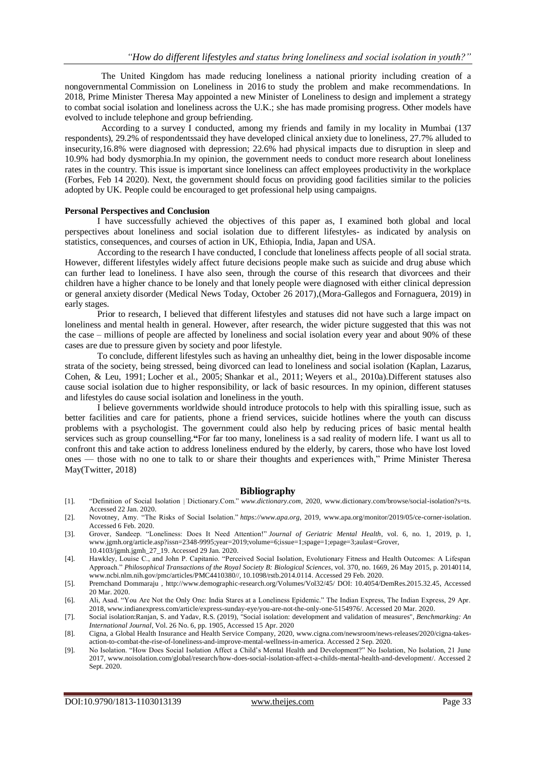The United Kingdom has made reducing loneliness a national priority including creation of a nongovernmental Commission on Loneliness in 2016 to study the problem and make recommendations. In 2018, Prime Minister Theresa May appointed a new Minister of Loneliness to design and implement a strategy to combat social isolation and loneliness across the U.K.; she has made promising progress. Other models have evolved to include telephone and group befriending.

According to a survey I conducted, among my friends and family in my locality in Mumbai (137 respondents), 29.2% of respondentssaid they have developed clinical anxiety due to loneliness, 27.7% alluded to insecurity,16.8% were diagnosed with depression; 22.6% had physical impacts due to disruption in sleep and 10.9% had body dysmorphia.In my opinion, the government needs to conduct more research about loneliness rates in the country. This issue is important since loneliness can affect employees productivity in the workplace (Forbes, Feb 14 2020). Next, the government should focus on providing good facilities similar to the policies adopted by UK. People could be encouraged to get professional help using campaigns.

**Personal Perspectives and Conclusion**

I have successfully achieved the objectives of this paper as, I examined both global and local perspectives about loneliness and social isolation due to different lifestyles- as indicated by analysis on statistics, consequences, and courses of action in UK, Ethiopia, India, Japan and USA.

According to the research I have conducted, I conclude that loneliness affects people of all social strata. However, different lifestyles widely affect future decisions people make such as suicide and drug abuse which can further lead to loneliness. I have also seen, through the course of this research that divorcees and their children have a higher chance to be lonely and that lonely people were diagnosed with either clinical depression or general anxiety disorder (Medical News Today, October 26 2017),(Mora-Gallegos and Fornaguera, 2019) in early stages.

Prior to research, I believed that different lifestyles and statuses did not have such a large impact on loneliness and mental health in general. However, after research, the wider picture suggested that this was not the case – millions of people are affected by loneliness and social isolation every year and about 90% of these cases are due to pressure given by society and poor lifestyle.

To conclude, different lifestyles such as having an unhealthy diet, being in the lower disposable income strata of the society, being stressed, being divorced can lead to loneliness and social isolation (Kaplan, Lazarus, Cohen, & Leu, 1991; Locher et al., 2005; Shankar et al., 2011; Weyers et al., 2010a).Different statuses also cause social isolation due to higher responsibility, or lack of basic resources. In my opinion, different statuses and lifestyles do cause social isolation and loneliness in the youth.

I believe governments worldwide should introduce protocols to help with this spiralling issue, such as better facilities and care for patients, phone a friend services, suicide hotlines where the youth can discuss problems with a psychologist. The government could also help by reducing prices of basic mental health services such as group counselling.**"**For far too many, loneliness is a sad reality of modern life. I want us all to confront this and take action to address loneliness endured by the elderly, by carers, those who have lost loved ones — those with no one to talk to or share their thoughts and experiences with," Prime Minister Theresa May(Twitter, 2018)

## Bibliography

[1]. "Definition of Social Isolation | Dictionary.Com." *www.dictionary.com*, 2020, www.dictionary.com/browse/social-isolation?s=ts. Accessed 22 Jan. 2020.

[2]. Novotney, Amy. "The Risks of Social Isolation." *https://www.apa.org*, 2019, www.apa.org/monitor/2019/05/ce-corner-isolation. Accessed 6 Feb. 2020.

[3]. Grover, Sandeep. "Loneliness: Does It Need Attention!" *Journal of Geriatric Mental Health*, vol. 6, no. 1, 2019, p. 1, www.jgmh.org/article.asp?issn=2348-9995;year=2019;volume=6;issue=1;spage=1;epage=3;aulast=Grover, 10.4103/jgmh.jgmh_27_19. Accessed 29 Jan. 2020.

[4]. Hawkley, Louise C., and John P. Capitanio. "Perceived Social Isolation, Evolutionary Fitness and Health Outcomes: A Lifespan Approach." *Philosophical Transactions of the Royal Society B: Biological Sciences*, vol. 370, no. 1669, 26 May 2015, p. 20140114, www.ncbi.nlm.nih.gov/pmc/articles/PMC4410380//, 10.1098/rstb.2014.0114. Accessed 29 Feb. 2020.

[5]. Premchand Dommaraju , http://www.demographic-research.org/Volumes/Vol32/45/ DOI: 10.4054/DemRes.2015.32.45, Accessed 20 Mar. 2020.

[6]. Ali, Asad. "You Are Not the Only One: India Stares at a Loneliness Epidemic." The Indian Express, The Indian Express, 29 Apr. 2018, www.indianexpress.com/article/express-sunday-eye/you-are-not-the-only-one-5154976/. Accessed 20 Mar. 2020.

[7]. Social isolation:Ranjan, S. and Yadav, R.S. (2019), "Social isolation: development and validation of measures", *Benchmarking: An International Journal*, Vol. 26 No. 6, pp. 1905, Accessed 15 Apr. 2020

[8]. Cigna, a Global Health Insurance and Health Service Company, 2020, www.cigna.com/newsroom/news-releases/2020/cigna-takes-action-to-combat-the-rise-of-loneliness-and-improve-mental-wellness-in-america. Accessed 2 Sep. 2020.

[9]. No Isolation. "How Does Social Isolation Affect a Child's Mental Health and Development?" No Isolation, No Isolation, 21 June 2017, www.noisolation.com/global/research/how-does-social-isolation-affect-a-childs-mental-health-and-development/. Accessed 2 Sept. 2020.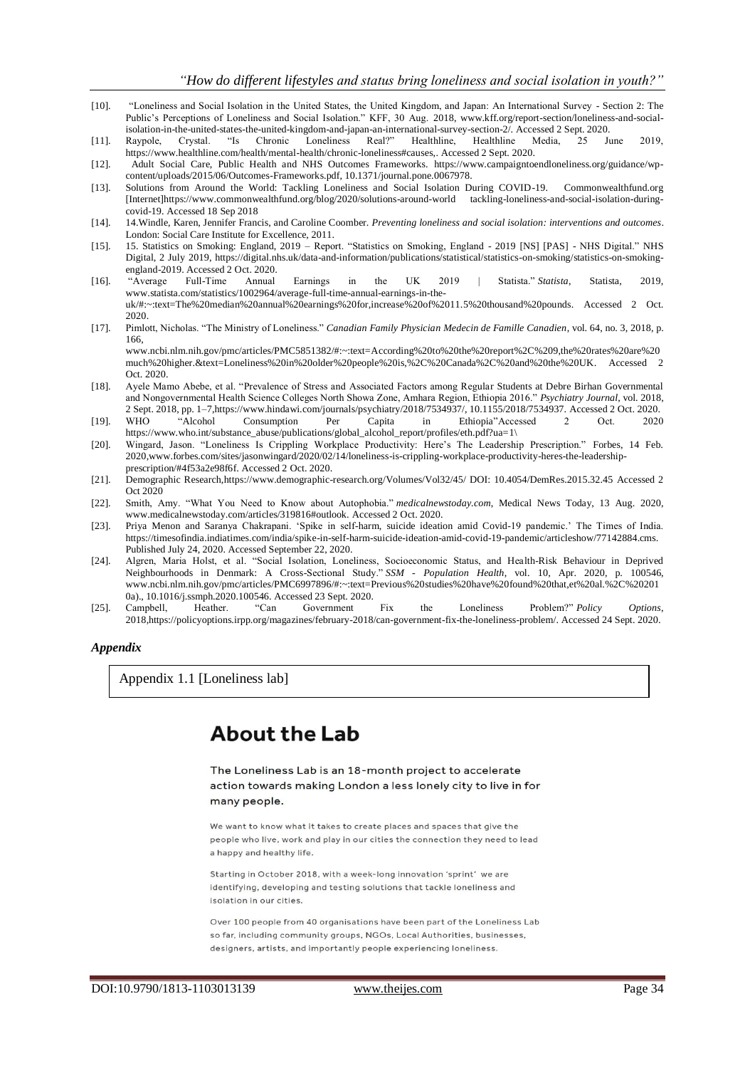[10]. "Loneliness and Social Isolation in the United States, the United Kingdom, and Japan: An International Survey - Section 2: The Public's Perceptions of Loneliness and Social Isolation." KFF, 30 Aug. 2018, www.kff.org/report-section/loneliness-and-social-isolation-in-the-united-states-the-united-kingdom-and-japan-an-international-survey-section-2/. Accessed 2 Sept. 2020.

[11]. Raypole, Crystal. "Is Chronic Loneliness Real?" Healthline, Healthline Media, 25 June 2019, https://www.healthline.com/health/mental-health/chronic-loneliness#causes,. Accessed 2 Sept. 2020.

[12]. Adult Social Care, Public Health and NHS Outcomes Frameworks. https://www.campaigntoendloneliness.org/guidance/wp-content/uploads/2015/06/Outcomes-Frameworks.pdf, 10.1371/journal.pone.0067978.

[13]. Solutions from Around the World: Tackling Loneliness and Social Isolation During COVID-19. Commonwealthfund.org [Internet]https://www.commonwealthfund.org/blog/2020/solutions-around-world tackling-loneliness-and-social-isolation-during-covid-19. Accessed 18 Sep 2018

[14]. 14.Windle, Karen, Jennifer Francis, and Caroline Coomber. *Preventing loneliness and social isolation: interventions and outcomes*. London: Social Care Institute for Excellence, 2011.

[15]. 15. Statistics on Smoking: England, 2019 – Report. "Statistics on Smoking, England - 2019 [NS] [PAS] - NHS Digital." NHS Digital, 2 July 2019, https://digital.nhs.uk/data-and-information/publications/statistical/statistics-on-smoking/statistics-on-smoking-england-2019. Accessed 2 Oct. 2020.

[16]. "Average Full-Time Annual Earnings in the UK 2019 | Statista." *Statista*, Statista, 2019, www.statista.com/statistics/1002964/average-full-time-annual-earnings-in-the-uk/#:~:text=The%20median%20annual%20earnings%20for,increase%20of%2011.5%20thousand%20pounds. Accessed 2 Oct. 2020.

[17]. Pimlott, Nicholas. "The Ministry of Loneliness." *Canadian Family Physician Medecin de Famille Canadien*, vol. 64, no. 3, 2018, p. 166, www.ncbi.nlm.nih.gov/pmc/articles/PMC5851382/#:~:text=According%20to%20the%20report%2C%209,the%20rates%20are%20much%20higher.&text=Loneliness%20in%20older%20people%20is,%2C%20Canada%2C%20and%20the%20UK. Accessed 2 Oct. 2020.

[18]. Ayele Mamo Abebe, et al. "Prevalence of Stress and Associated Factors among Regular Students at Debre Birhan Governmental and Nongovernmental Health Science Colleges North Showa Zone, Amhara Region, Ethiopia 2016." *Psychiatry Journal*, vol. 2018, 2 Sept. 2018, pp. 1–7,https://www.hindawi.com/journals/psychiatry/2018/7534937/, 10.1155/2018/7534937. Accessed 2 Oct. 2020.

[19]. WHO "Alcohol Consumption Per Capita in Ethiopia"Accessed 2 Oct. 2020 https://www.who.int/substance_abuse/publications/global_alcohol_report/profiles/eth.pdf?ua=1\

[20]. Wingard, Jason. "Loneliness Is Crippling Workplace Productivity: Here's The Leadership Prescription." Forbes, 14 Feb. 2020,www.forbes.com/sites/jasonwingard/2020/02/14/loneliness-is-crippling-workplace-productivity-heres-the-leadership-prescription/#4f53a2e98f6f. Accessed 2 Oct. 2020.

[21]. Demographic Research,https://www.demographic-research.org/Volumes/Vol32/45/ DOI: 10.4054/DemRes.2015.32.45 Accessed 2 Oct 2020

[22]. Smith, Amy. "What You Need to Know about Autophobia." *medicalnewstoday.com*, Medical News Today, 13 Aug. 2020, www.medicalnewstoday.com/articles/319816#outlook. Accessed 2 Oct. 2020.

[23]. Priya Menon and Saranya Chakrapani. 'Spike in self-harm, suicide ideation amid Covid-19 pandemic.' The Times of India. https://timesofindia.indiatimes.com/india/spike-in-self-harm-suicide-ideation-amid-covid-19-pandemic/articleshow/77142884.cms. Published July 24, 2020. Accessed September 22, 2020.

[24]. Algren, Maria Holst, et al. "Social Isolation, Loneliness, Socioeconomic Status, and Health-Risk Behaviour in Deprived Neighbourhoods in Denmark: A Cross-Sectional Study." *SSM - Population Health*, vol. 10, Apr. 2020, p. 100546, www.ncbi.nlm.nih.gov/pmc/articles/PMC6997896/#:~:text=Previous%20studies%20have%20found%20that,et%20al.%2C%202010a)., 10.1016/j.ssmph.2020.100546. Accessed 23 Sept. 2020.

[25]. Campbell, Heather. "Can Government Fix the Loneliness Problem?" *Policy Options*, 2018,https://policyoptions.irpp.org/magazines/february-2018/can-government-fix-the-loneliness-problem/. Accessed 24 Sept. 2020.

### *Appendix*

Appendix 1.1 [Loneliness lab]

## About the Lab

The Loneliness Lab is an 18-month project to accelerate action towards making London a less lonely city to live in for many people.

We want to know what it takes to create places and spaces that give the people who live, work and play in our cities the connection they need to lead a happy and healthy life.

Starting in October 2018, with a week-long innovation 'sprint' we are identifying, developing and testing solutions that tackle loneliness and isolation in our cities.

Over 100 people from 40 organisations have been part of the Loneliness Lab so far, including community groups, NGOs, Local Authorities, businesses, designers, artists, and importantly people experiencing loneliness.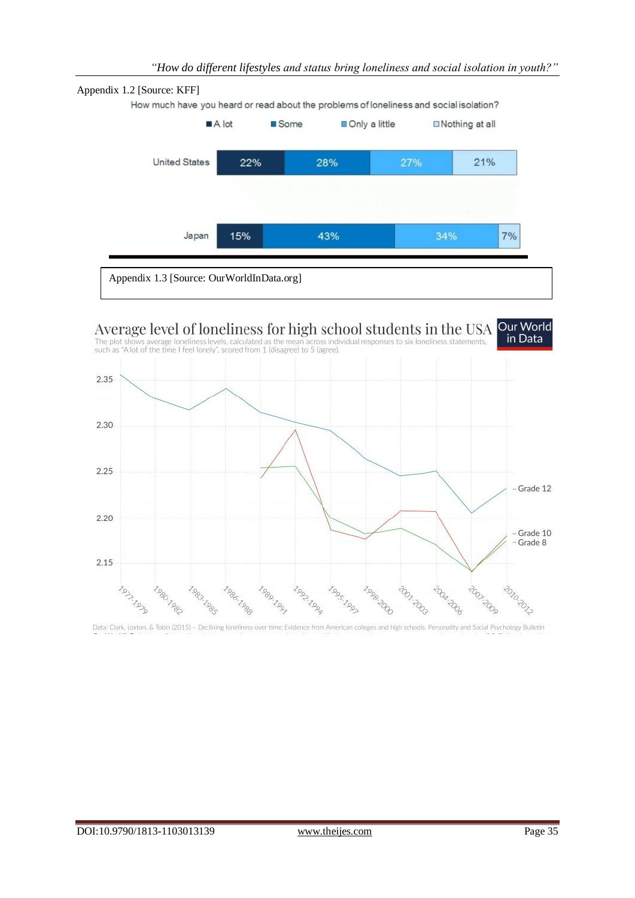Appendix 1.2 [Source: KFF]

How much have you heard or read about the problems of loneliness and social isolation?

| | A lot | Some | Only a little | Nothing at all |
|---|---|---|---|---|
| United States | 22% | 28% | 27% | 21% |
| Japan | 15% | 43% | 34% | 7% |

Appendix 1.3 [Source: OurWorldInData.org]

Average level of loneliness for high school students in the USA

The plot shows average loneliness levels, calculated as the mean across individual responses to six loneliness statements, such as "A lot of the time I feel lonely", scored from 1 (disagree) to 5 (agree).

Data: Clark, Loxton, & Tobin (2015) – Declining loneliness over time: Evidence from American colleges and high schools. Personality and Social Psychology Bulletin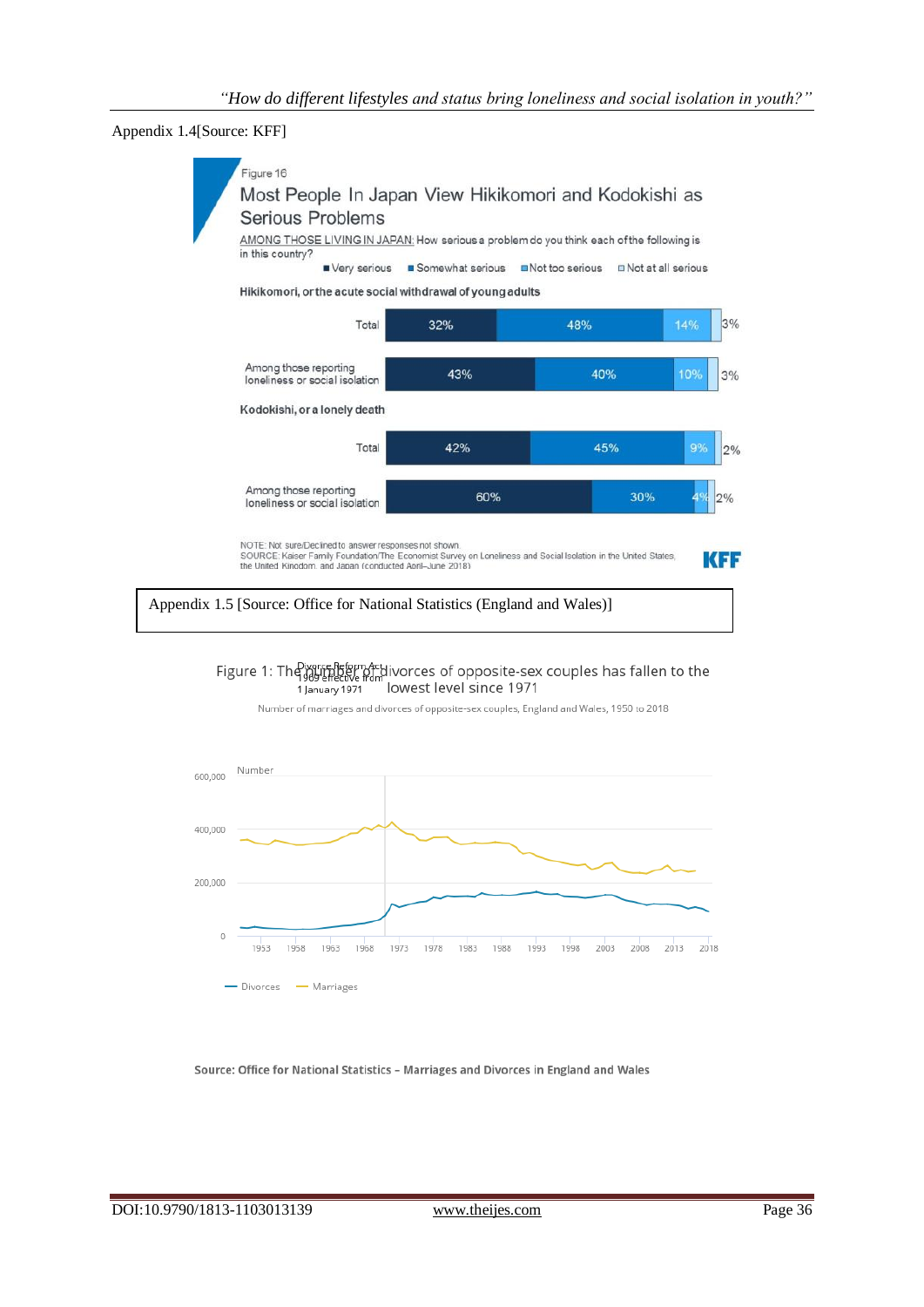Appendix 1.4[Source: KFF]

Figure 16

## Most People In Japan View Hikikomori and Kodokishi as Serious Problems

AMONG THOSE LIVING IN JAPAN: How serious a problem do you think each of the following is in this country?

| | Very serious | Somewhat serious | Not too serious | Not at all serious |
|---|---|---|---|---|
| **Hikikomori, or the acute social withdrawal of young adults** | | | | |
| Total | 32% | 48% | 14% | 3% |
| Among those reporting loneliness or social isolation | 43% | 40% | 10% | 3% |
| **Kodokishi, or a lonely death** | | | | |
| Total | 42% | 45% | 9% | 2% |
| Among those reporting loneliness or social isolation | 60% | 30% | 4% | 2% |

NOTE: Not sure/Declined to answer responses not shown.
SOURCE: Kaiser Family Foundation/The Economist Survey on Loneliness and Social Isolation in the United States, the United Kingdom, and Japan (conducted April–June 2018)

KFF

Appendix 1.5 [Source: Office for National Statistics (England and Wales)]

Figure 1: The number of divorces of opposite-sex couples has fallen to the lowest level since 1971

Number of marriages and divorces of opposite-sex couples, England and Wales, 1950 to 2018

Divorce Reform Act 1969 effective from 1 January 1971

Number: 0, 200,000, 400,000, 600,000

1953, 1958, 1963, 1968, 1973, 1978, 1983, 1988, 1993, 1998, 2003, 2008, 2013, 2018

— Divorces — Marriages

Source: Office for National Statistics – Marriages and Divorces in England and Wales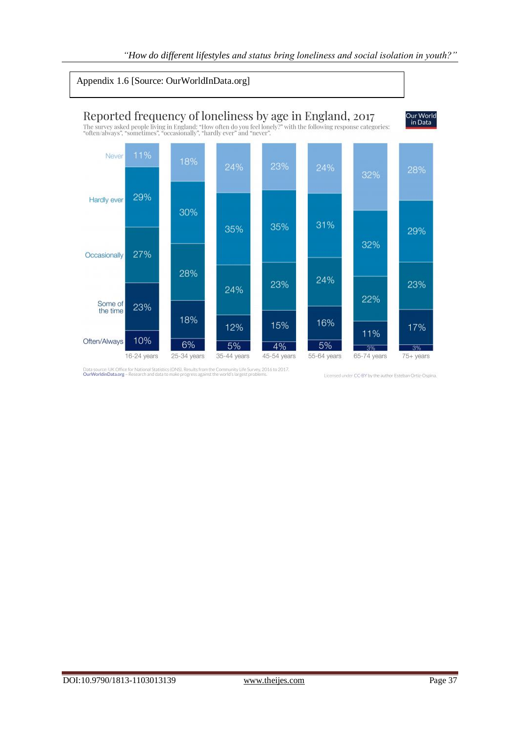Appendix 1.6 [Source: OurWorldInData.org]

## Reported frequency of loneliness by age in England, 2017

The survey asked people living in England: "How often do you feel lonely?" with the following response categories: "often/always", "sometimes", "occasionally", "hardly ever" and "never".

| | 16-24 years | 25-34 years | 35-44 years | 45-54 years | 55-64 years | 65-74 years | 75+ years |
|---|---|---|---|---|---|---|---|
| Never | 11% | 18% | 24% | 23% | 24% | 32% | 28% |
| Hardly ever | 29% | 30% | 35% | 35% | 31% | 32% | 29% |
| Occasionally | 27% | 28% | 24% | 23% | 24% | 22% | 23% |
| Some of the time | 23% | 18% | 12% | 15% | 16% | 11% | 17% |
| Often/Always | 10% | 6% | 5% | 4% | 5% | 3% | 3% |

Data source: UK Office for National Statistics (ONS). Results from the Community Life Survey, 2016 to 2017.
OurWorldinData.org – Research and data to make progress against the world's largest problems.

Licensed under CC-BY by the author Esteban Ortiz-Ospina.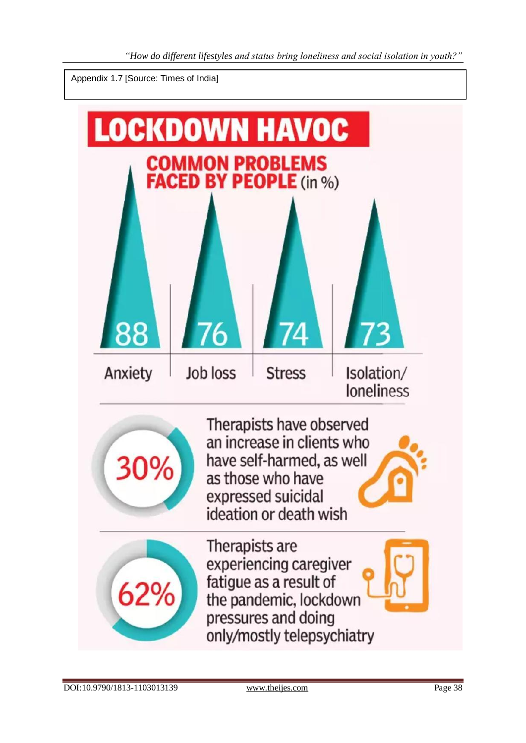Appendix 1.7 [Source: Times of India]

# LOCKDOWN HAVOC

## COMMON PROBLEMS FACED BY PEOPLE (in %)

| Anxiety | Job loss | Stress | Isolation/ loneliness |
|---|---|---|---|
| 88 | 76 | 74 | 73 |

**30%** Therapists have observed an increase in clients who have self-harmed, as well as those who have expressed suicidal ideation or death wish

**62%** Therapists are experiencing caregiver fatigue as a result of the pandemic, lockdown pressures and doing only/mostly telepsychiatry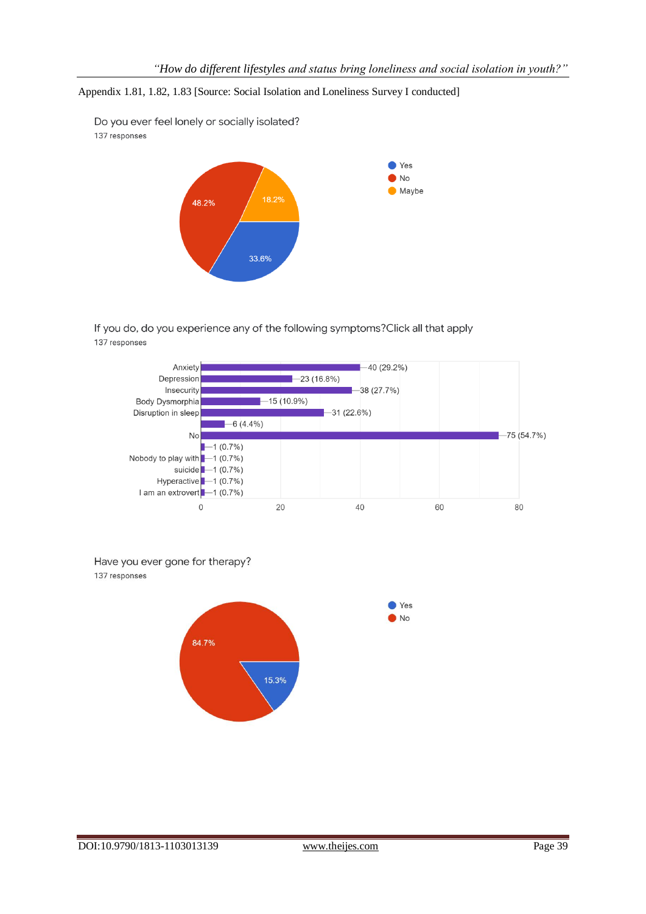Appendix 1.81, 1.82, 1.83 [Source: Social Isolation and Loneliness Survey I conducted]

Do you ever feel lonely or socially isolated?
137 responses

Yes
No
Maybe

48.2%
18.2%
33.6%

If you do, do you experience any of the following symptoms?Click all that apply
137 responses

Anxiety — 40 (29.2%)
Depression — 23 (16.8%)
Insecurity — 38 (27.7%)
Body Dysmorphia — 15 (10.9%)
Disruption in sleep — 31 (22.6%)
6 (4.4%)
No — 75 (54.7%)
1 (0.7%)
Nobody to play with — 1 (0.7%)
suicide — 1 (0.7%)
Hyperactive — 1 (0.7%)
I am an extrovert — 1 (0.7%)

0 20 40 60 80

Have you ever gone for therapy?
137 responses

Yes
No

84.7%
15.3%